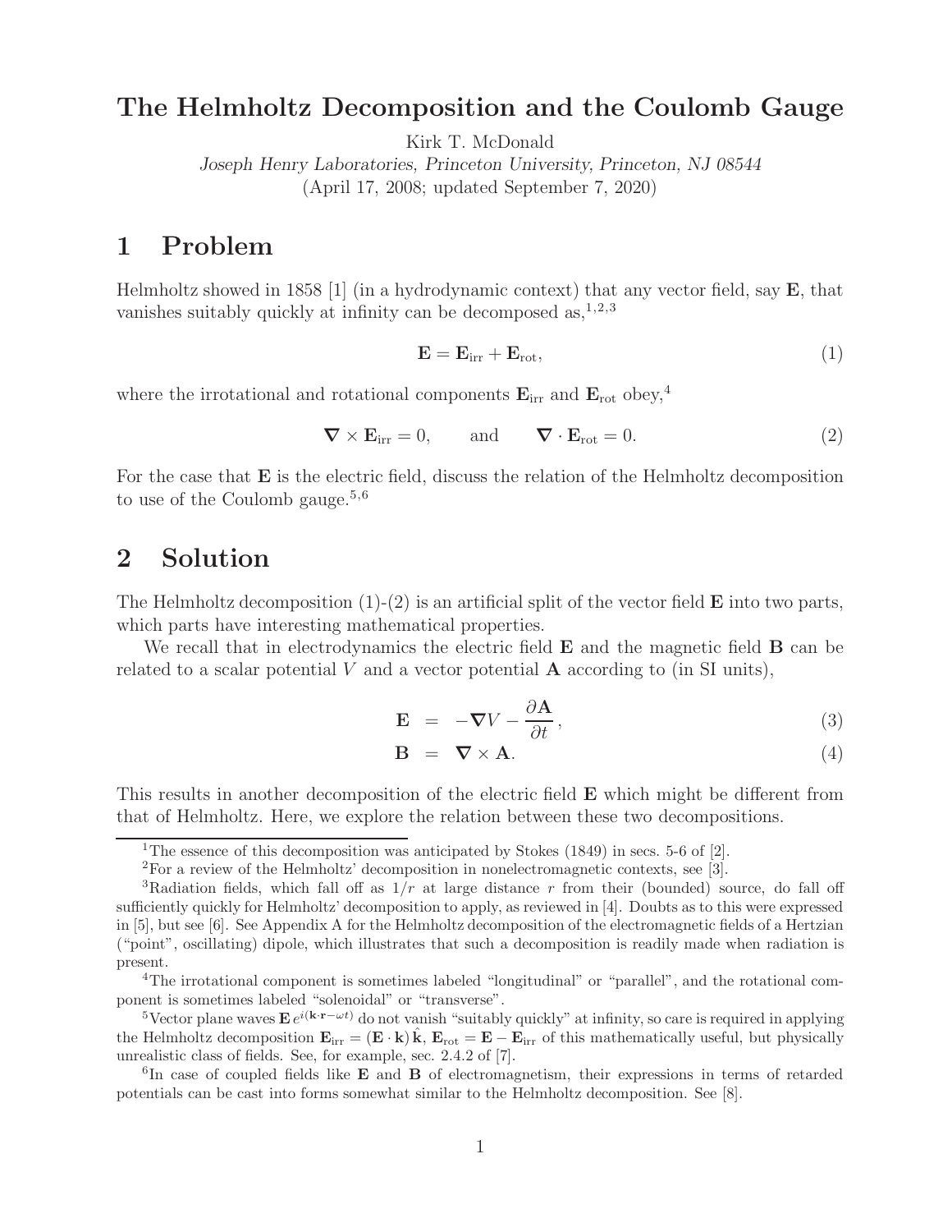# The Helmholtz Decomposition and the Coulomb Gauge

Kirk T. McDonald

*Joseph Henry Laboratories, Princeton University, Princeton, NJ 08544*

(April 17, 2008; updated September 7, 2020)

## 1 Problem

Helmholtz showed in 1858 [1] (in a hydrodynamic context) that any vector field, say $\mathbf{E}$, that vanishes suitably quickly at infinity can be decomposed as,[1,2,3]

$$\mathbf{E} = \mathbf{E}_{\rm irr} + \mathbf{E}_{\rm rot}, \tag{1}$$

where the irrotational and rotational components $\mathbf{E}_{\rm irr}$ and $\mathbf{E}_{\rm rot}$ obey,[4]

$$\boldsymbol{\nabla} \times \mathbf{E}_{\rm irr} = 0, \qquad \text{and} \qquad \boldsymbol{\nabla} \cdot \mathbf{E}_{\rm rot} = 0. \tag{2}$$

For the case that $\mathbf{E}$ is the electric field, discuss the relation of the Helmholtz decomposition to use of the Coulomb gauge.[5,6]

## 2 Solution

The Helmholtz decomposition (1)-(2) is an artificial split of the vector field $\mathbf{E}$ into two parts, which parts have interesting mathematical properties.

We recall that in electrodynamics the electric field $\mathbf{E}$ and the magnetic field $\mathbf{B}$ can be related to a scalar potential $V$ and a vector potential $\mathbf{A}$ according to (in SI units),

$$\mathbf{E} = -\boldsymbol{\nabla} V - \frac{\partial \mathbf{A}}{\partial t}, \tag{3}$$

$$\mathbf{B} = \boldsymbol{\nabla} \times \mathbf{A}. \tag{4}$$

This results in another decomposition of the electric field $\mathbf{E}$ which might be different from that of Helmholtz. Here, we explore the relation between these two decompositions.

---

[1] The essence of this decomposition was anticipated by Stokes (1849) in secs. 5-6 of [2].

[2] For a review of the Helmholtz' decomposition in nonelectromagnetic contexts, see [3].

[3] Radiation fields, which fall off as $1/r$ at large distance $r$ from their (bounded) source, do fall off sufficiently quickly for Helmholtz' decomposition to apply, as reviewed in [4]. Doubts as to this were expressed in [5], but see [6]. See Appendix A for the Helmholtz decomposition of the electromagnetic fields of a Hertzian ("point", oscillating) dipole, which illustrates that such a decomposition is readily made when radiation is present.

[4] The irrotational component is sometimes labeled "longitudinal" or "parallel", and the rotational component is sometimes labeled "solenoidal" or "transverse".

[5] Vector plane waves $\mathbf{E}\, e^{i(\mathbf{k}\cdot\mathbf{r}-\omega t)}$ do not vanish "suitably quickly" at infinity, so care is required in applying the Helmholtz decomposition $\mathbf{E}_{\rm irr} = (\mathbf{E}\cdot\mathbf{k})\,\hat{\mathbf{k}}$, $\mathbf{E}_{\rm rot} = \mathbf{E} - \mathbf{E}_{\rm irr}$ of this mathematically useful, but physically unrealistic class of fields. See, for example, sec. 2.4.2 of [7].

[6] In case of coupled fields like $\mathbf{E}$ and $\mathbf{B}$ of electromagnetism, their expressions in terms of retarded potentials can be cast into forms somewhat similar to the Helmholtz decomposition. See [8].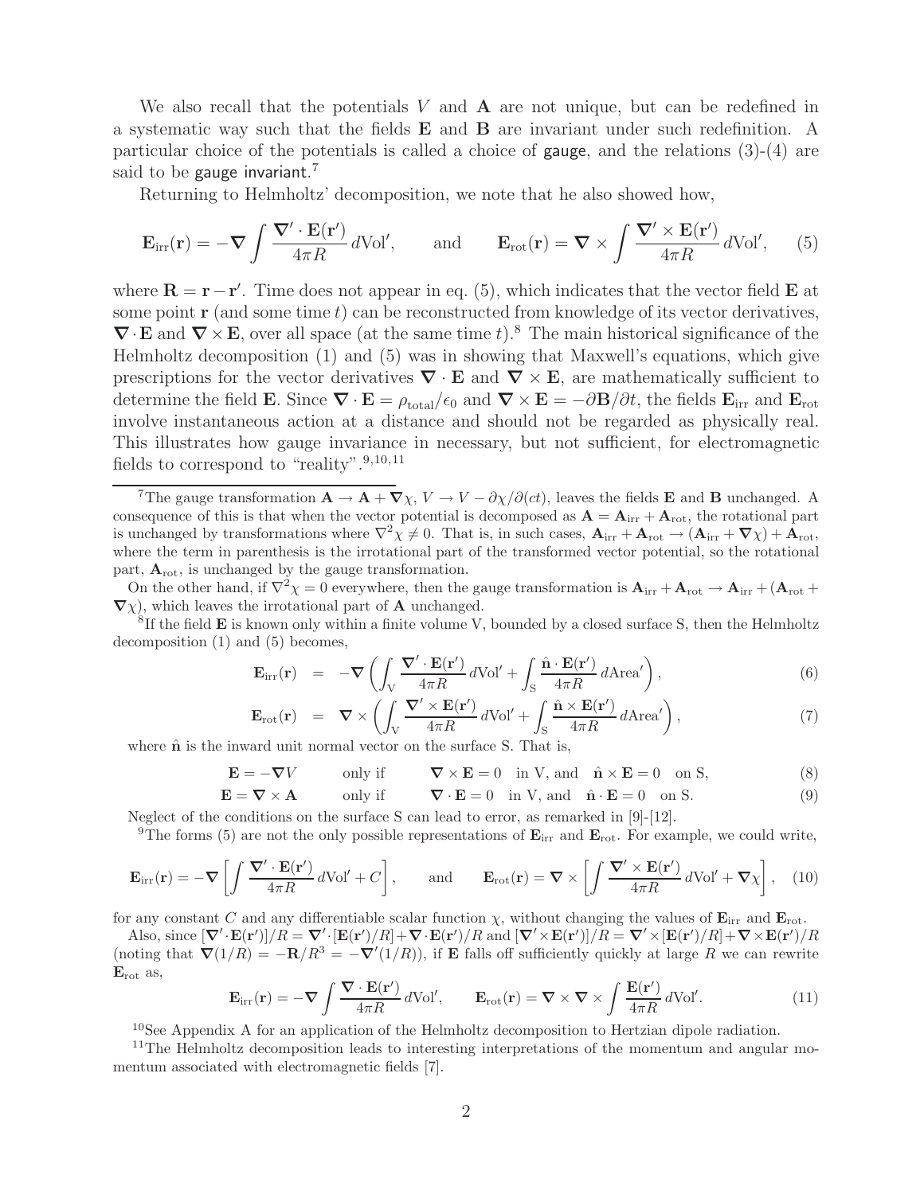We also recall that the potentials $V$ and $\mathbf{A}$ are not unique, but can be redefined in a systematic way such that the fields $\mathbf{E}$ and $\mathbf{B}$ are invariant under such redefinition. A particular choice of the potentials is called a choice of gauge, and the relations (3)-(4) are said to be gauge invariant.[7]

Returning to Helmholtz' decomposition, we note that he also showed how,

$$\mathbf{E}_{\rm irr}(\mathbf{r}) = -\boldsymbol{\nabla} \int \frac{\boldsymbol{\nabla}' \cdot \mathbf{E}(\mathbf{r}')}{4\pi R}\, d\mathrm{Vol}', \qquad \text{and} \qquad \mathbf{E}_{\rm rot}(\mathbf{r}) = \boldsymbol{\nabla} \times \int \frac{\boldsymbol{\nabla}' \times \mathbf{E}(\mathbf{r}')}{4\pi R}\, d\mathrm{Vol}', \tag{5}$$

where $\mathbf{R} = \mathbf{r} - \mathbf{r}'$. Time does not appear in eq. (5), which indicates that the vector field $\mathbf{E}$ at some point $\mathbf{r}$ (and some time $t$) can be reconstructed from knowledge of its vector derivatives, $\boldsymbol{\nabla} \cdot \mathbf{E}$ and $\boldsymbol{\nabla} \times \mathbf{E}$, over all space (at the same time $t$).[8] The main historical significance of the Helmholtz decomposition (1) and (5) was in showing that Maxwell's equations, which give prescriptions for the vector derivatives $\boldsymbol{\nabla} \cdot \mathbf{E}$ and $\boldsymbol{\nabla} \times \mathbf{E}$, are mathematically sufficient to determine the field $\mathbf{E}$. Since $\boldsymbol{\nabla} \cdot \mathbf{E} = \rho_{\rm total}/\epsilon_0$ and $\boldsymbol{\nabla} \times \mathbf{E} = -\partial \mathbf{B}/\partial t$, the fields $\mathbf{E}_{\rm irr}$ and $\mathbf{E}_{\rm rot}$ involve instantaneous action at a distance and should not be regarded as physically real. This illustrates how gauge invariance in necessary, but not sufficient, for electromagnetic fields to correspond to "reality".[9,10,11]

---

[7] The gauge transformation $\mathbf{A} \to \mathbf{A} + \boldsymbol{\nabla}\chi$, $V \to V - \partial\chi/\partial(ct)$, leaves the fields $\mathbf{E}$ and $\mathbf{B}$ unchanged. A consequence of this is that when the vector potential is decomposed as $\mathbf{A} = \mathbf{A}_{\rm irr} + \mathbf{A}_{\rm rot}$, the rotational part is unchanged by transformations where $\nabla^2\chi \neq 0$. That is, in such cases, $\mathbf{A}_{\rm irr} + \mathbf{A}_{\rm rot} \to (\mathbf{A}_{\rm irr} + \boldsymbol{\nabla}\chi) + \mathbf{A}_{\rm rot}$, where the term in parenthesis is the irrotational part of the transformed vector potential, so the rotational part, $\mathbf{A}_{\rm rot}$, is unchanged by the gauge transformation.

On the other hand, if $\nabla^2\chi = 0$ everywhere, then the gauge transformation is $\mathbf{A}_{\rm irr} + \mathbf{A}_{\rm rot} \to \mathbf{A}_{\rm irr} + (\mathbf{A}_{\rm rot} + \boldsymbol{\nabla}\chi)$, which leaves the irrotational part of $\mathbf{A}$ unchanged.

[8] If the field $\mathbf{E}$ is known only within a finite volume V, bounded by a closed surface S, then the Helmholtz decomposition (1) and (5) becomes,

$$\mathbf{E}_{\rm irr}(\mathbf{r}) = -\boldsymbol{\nabla} \left( \int_{\rm V} \frac{\boldsymbol{\nabla}' \cdot \mathbf{E}(\mathbf{r}')}{4\pi R}\, d\mathrm{Vol}' + \int_{\rm S} \frac{\hat{\mathbf{n}} \cdot \mathbf{E}(\mathbf{r}')}{4\pi R}\, d\mathrm{Area}' \right), \tag{6}$$

$$\mathbf{E}_{\rm rot}(\mathbf{r}) = \boldsymbol{\nabla} \times \left( \int_{\rm V} \frac{\boldsymbol{\nabla}' \times \mathbf{E}(\mathbf{r}')}{4\pi R}\, d\mathrm{Vol}' + \int_{\rm S} \frac{\hat{\mathbf{n}} \times \mathbf{E}(\mathbf{r}')}{4\pi R}\, d\mathrm{Area}' \right), \tag{7}$$

where $\hat{\mathbf{n}}$ is the inward unit normal vector on the surface S. That is,

$$\mathbf{E} = -\boldsymbol{\nabla} V \qquad \text{only if} \qquad \boldsymbol{\nabla} \times \mathbf{E} = 0 \quad \text{in V, and} \quad \hat{\mathbf{n}} \times \mathbf{E} = 0 \quad \text{on S}, \tag{8}$$

$$\mathbf{E} = \boldsymbol{\nabla} \times \mathbf{A} \qquad \text{only if} \qquad \boldsymbol{\nabla} \cdot \mathbf{E} = 0 \quad \text{in V, and} \quad \hat{\mathbf{n}} \cdot \mathbf{E} = 0 \quad \text{on S}. \tag{9}$$

Neglect of the conditions on the surface S can lead to error, as remarked in [9]-[12].

[9] The forms (5) are not the only possible representations of $\mathbf{E}_{\rm irr}$ and $\mathbf{E}_{\rm rot}$. For example, we could write,

$$\mathbf{E}_{\rm irr}(\mathbf{r}) = -\boldsymbol{\nabla} \left[ \int \frac{\boldsymbol{\nabla}' \cdot \mathbf{E}(\mathbf{r}')}{4\pi R}\, d\mathrm{Vol}' + C \right], \qquad \text{and} \qquad \mathbf{E}_{\rm rot}(\mathbf{r}) = \boldsymbol{\nabla} \times \left[ \int \frac{\boldsymbol{\nabla}' \times \mathbf{E}(\mathbf{r}')}{4\pi R}\, d\mathrm{Vol}' + \boldsymbol{\nabla}\chi \right], \tag{10}$$

for any constant $C$ and any differentiable scalar function $\chi$, without changing the values of $\mathbf{E}_{\rm irr}$ and $\mathbf{E}_{\rm rot}$.

Also, since $[\boldsymbol{\nabla}' \cdot \mathbf{E}(\mathbf{r}')]/R = \boldsymbol{\nabla}' \cdot [\mathbf{E}(\mathbf{r}')/R] + \boldsymbol{\nabla} \cdot \mathbf{E}(\mathbf{r}')/R$ and $[\boldsymbol{\nabla}' \times \mathbf{E}(\mathbf{r}')]/R = \boldsymbol{\nabla}' \times [\mathbf{E}(\mathbf{r}')/R] + \boldsymbol{\nabla} \times \mathbf{E}(\mathbf{r}')/R$ (noting that $\boldsymbol{\nabla}(1/R) = -\mathbf{R}/R^3 = -\boldsymbol{\nabla}'(1/R)$), if $\mathbf{E}$ falls off sufficiently quickly at large $R$ we can rewrite $\mathbf{E}_{\rm rot}$ as,

$$\mathbf{E}_{\rm irr}(\mathbf{r}) = -\boldsymbol{\nabla} \int \frac{\boldsymbol{\nabla} \cdot \mathbf{E}(\mathbf{r}')}{4\pi R}\, d\mathrm{Vol}', \qquad \mathbf{E}_{\rm rot}(\mathbf{r}) = \boldsymbol{\nabla} \times \boldsymbol{\nabla} \times \int \frac{\mathbf{E}(\mathbf{r}')}{4\pi R}\, d\mathrm{Vol}'. \tag{11}$$

[10] See Appendix A for an application of the Helmholtz decomposition to Hertzian dipole radiation.

[11] The Helmholtz decomposition leads to interesting interpretations of the momentum and angular momentum associated with electromagnetic fields [7].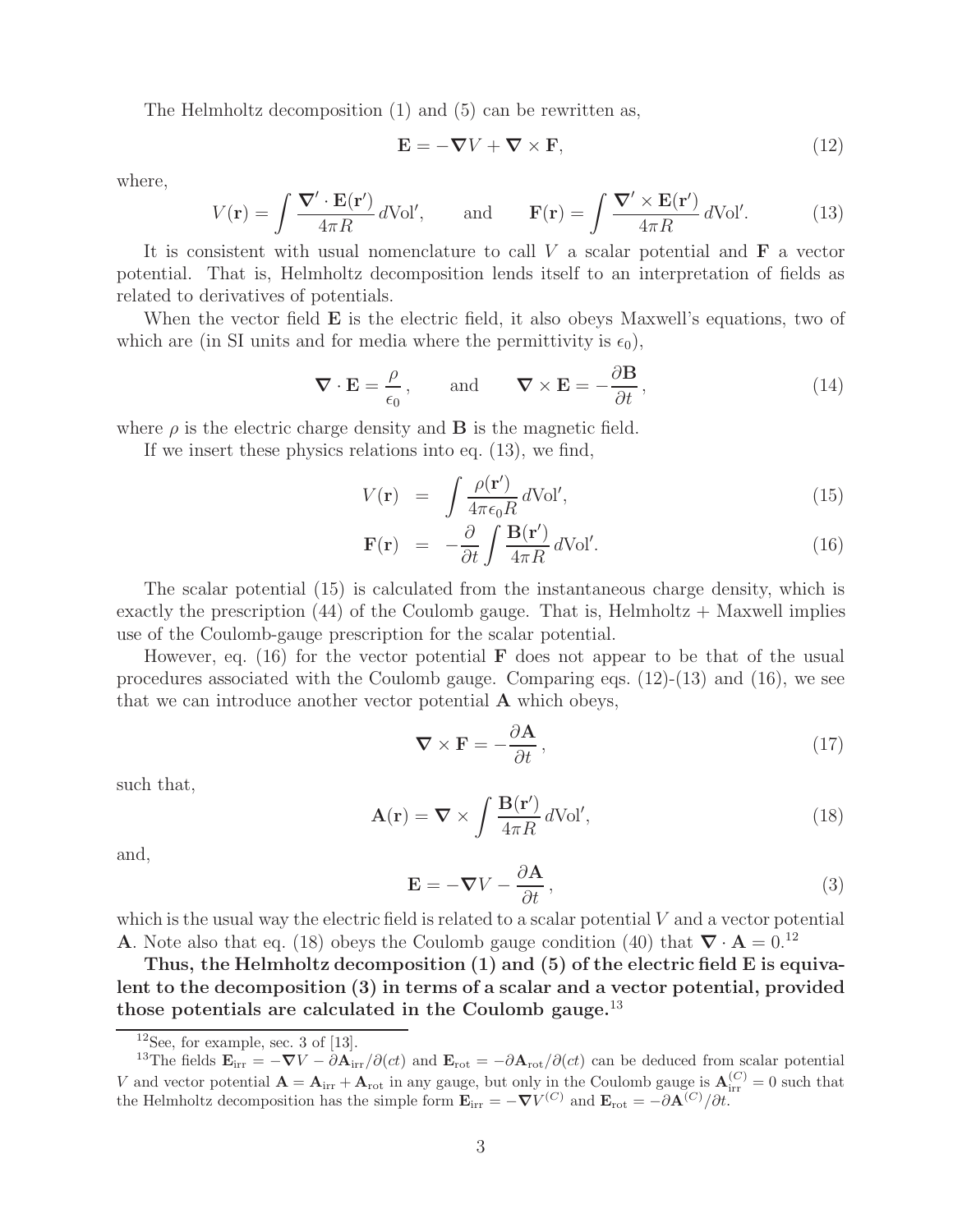The Helmholtz decomposition (1) and (5) can be rewritten as,

$$\mathbf{E} = -\boldsymbol{\nabla} V + \boldsymbol{\nabla} \times \mathbf{F}, \tag{12}$$

where,

$$V(\mathbf{r}) = \int \frac{\boldsymbol{\nabla}' \cdot \mathbf{E}(\mathbf{r}')}{4\pi R} \, d\text{Vol}', \qquad \text{and} \qquad \mathbf{F}(\mathbf{r}) = \int \frac{\boldsymbol{\nabla}' \times \mathbf{E}(\mathbf{r}')}{4\pi R} \, d\text{Vol}'. \tag{13}$$

It is consistent with usual nomenclature to call $V$ a scalar potential and $\mathbf{F}$ a vector potential. That is, Helmholtz decomposition lends itself to an interpretation of fields as related to derivatives of potentials.

When the vector field $\mathbf{E}$ is the electric field, it also obeys Maxwell's equations, two of which are (in SI units and for media where the permittivity is $\epsilon_0$),

$$\boldsymbol{\nabla} \cdot \mathbf{E} = \frac{\rho}{\epsilon_0}, \qquad \text{and} \qquad \boldsymbol{\nabla} \times \mathbf{E} = -\frac{\partial \mathbf{B}}{\partial t}, \tag{14}$$

where $\rho$ is the electric charge density and $\mathbf{B}$ is the magnetic field.

If we insert these physics relations into eq. (13), we find,

$$V(\mathbf{r}) = \int \frac{\rho(\mathbf{r}')}{4\pi\epsilon_0 R} \, d\text{Vol}', \tag{15}$$

$$\mathbf{F}(\mathbf{r}) = -\frac{\partial}{\partial t} \int \frac{\mathbf{B}(\mathbf{r}')}{4\pi R} \, d\text{Vol}'. \tag{16}$$

The scalar potential (15) is calculated from the instantaneous charge density, which is exactly the prescription (44) of the Coulomb gauge. That is, Helmholtz + Maxwell implies use of the Coulomb-gauge prescription for the scalar potential.

However, eq. (16) for the vector potential $\mathbf{F}$ does not appear to be that of the usual procedures associated with the Coulomb gauge. Comparing eqs. (12)-(13) and (16), we see that we can introduce another vector potential $\mathbf{A}$ which obeys,

$$\boldsymbol{\nabla} \times \mathbf{F} = -\frac{\partial \mathbf{A}}{\partial t}, \tag{17}$$

such that,

$$\mathbf{A}(\mathbf{r}) = \boldsymbol{\nabla} \times \int \frac{\mathbf{B}(\mathbf{r}')}{4\pi R} \, d\text{Vol}', \tag{18}$$

and,

$$\mathbf{E} = -\boldsymbol{\nabla} V - \frac{\partial \mathbf{A}}{\partial t}, \tag{3}$$

which is the usual way the electric field is related to a scalar potential $V$ and a vector potential $\mathbf{A}$. Note also that eq. (18) obeys the Coulomb gauge condition (40) that $\boldsymbol{\nabla} \cdot \mathbf{A} = 0$.[12]

**Thus, the Helmholtz decomposition (1) and (5) of the electric field E is equivalent to the decomposition (3) in terms of a scalar and a vector potential, provided those potentials are calculated in the Coulomb gauge.**[13]

---

[12] See, for example, sec. 3 of [13].

[13] The fields $\mathbf{E}_{\text{irr}} = -\boldsymbol{\nabla} V - \partial \mathbf{A}_{\text{irr}}/\partial(ct)$ and $\mathbf{E}_{\text{rot}} = -\partial \mathbf{A}_{\text{rot}}/\partial(ct)$ can be deduced from scalar potential $V$ and vector potential $\mathbf{A} = \mathbf{A}_{\text{irr}} + \mathbf{A}_{\text{rot}}$ in any gauge, but only in the Coulomb gauge is $\mathbf{A}_{\text{irr}}^{(C)} = 0$ such that the Helmholtz decomposition has the simple form $\mathbf{E}_{\text{irr}} = -\boldsymbol{\nabla} V^{(C)}$ and $\mathbf{E}_{\text{rot}} = -\partial \mathbf{A}^{(C)}/\partial t$.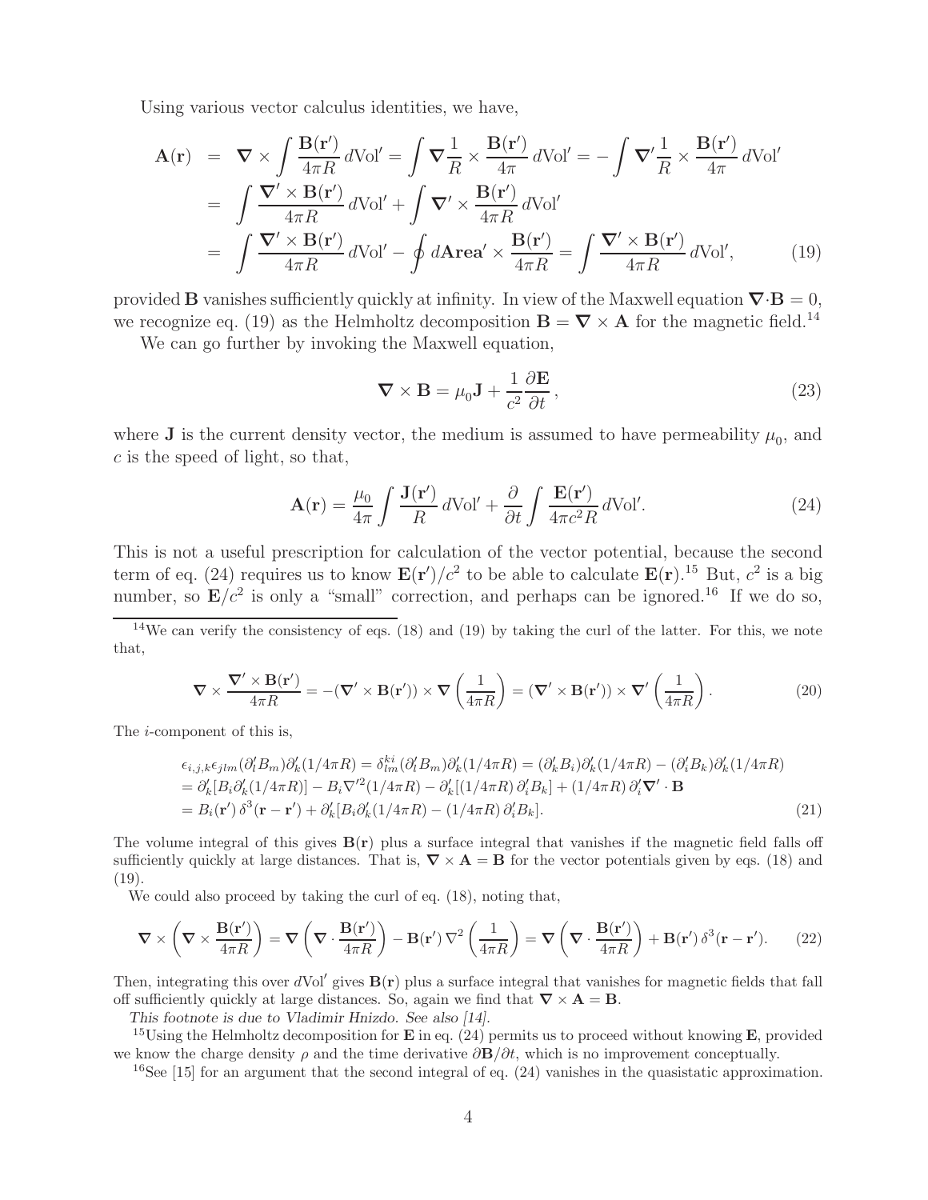Using various vector calculus identities, we have,

$$
\begin{aligned}
\mathbf{A}(\mathbf{r}) &= \boldsymbol{\nabla} \times \int \frac{\mathbf{B}(\mathbf{r}')}{4\pi R}\, d\mathrm{Vol}' = \int \boldsymbol{\nabla} \frac{1}{R} \times \frac{\mathbf{B}(\mathbf{r}')}{4\pi}\, d\mathrm{Vol}' = -\int \boldsymbol{\nabla}' \frac{1}{R} \times \frac{\mathbf{B}(\mathbf{r}')}{4\pi}\, d\mathrm{Vol}' \\
&= \int \frac{\boldsymbol{\nabla}' \times \mathbf{B}(\mathbf{r}')}{4\pi R}\, d\mathrm{Vol}' + \int \boldsymbol{\nabla}' \times \frac{\mathbf{B}(\mathbf{r}')}{4\pi R}\, d\mathrm{Vol}' \\
&= \int \frac{\boldsymbol{\nabla}' \times \mathbf{B}(\mathbf{r}')}{4\pi R}\, d\mathrm{Vol}' - \oint d\mathbf{Area}' \times \frac{\mathbf{B}(\mathbf{r}')}{4\pi R} = \int \frac{\boldsymbol{\nabla}' \times \mathbf{B}(\mathbf{r}')}{4\pi R}\, d\mathrm{Vol}',
\end{aligned}
\tag{19}
$$

provided $\mathbf{B}$ vanishes sufficiently quickly at infinity. In view of the Maxwell equation $\boldsymbol{\nabla}\cdot\mathbf{B} = 0$, we recognize eq. (19) as the Helmholtz decomposition $\mathbf{B} = \boldsymbol{\nabla} \times \mathbf{A}$ for the magnetic field.[14]

We can go further by invoking the Maxwell equation,

$$
\boldsymbol{\nabla} \times \mathbf{B} = \mu_0 \mathbf{J} + \frac{1}{c^2}\frac{\partial \mathbf{E}}{\partial t}\,, \tag{23}
$$

where $\mathbf{J}$ is the current density vector, the medium is assumed to have permeability $\mu_0$, and $c$ is the speed of light, so that,

$$
\mathbf{A}(\mathbf{r}) = \frac{\mu_0}{4\pi} \int \frac{\mathbf{J}(\mathbf{r}')}{R}\, d\mathrm{Vol}' + \frac{\partial}{\partial t} \int \frac{\mathbf{E}(\mathbf{r}')}{4\pi c^2 R}\, d\mathrm{Vol}'. \tag{24}
$$

This is not a useful prescription for calculation of the vector potential, because the second term of eq. (24) requires us to know $\mathbf{E}(\mathbf{r}')/c^2$ to be able to calculate $\mathbf{E}(\mathbf{r})$.[15] But, $c^2$ is a big number, so $\mathbf{E}/c^2$ is only a "small" correction, and perhaps can be ignored.[16] If we do so,

---

[14] We can verify the consistency of eqs. (18) and (19) by taking the curl of the latter. For this, we note that,

$$
\boldsymbol{\nabla} \times \frac{\boldsymbol{\nabla}' \times \mathbf{B}(\mathbf{r}')}{4\pi R} = -(\boldsymbol{\nabla}' \times \mathbf{B}(\mathbf{r}')) \times \boldsymbol{\nabla}\left(\frac{1}{4\pi R}\right) = (\boldsymbol{\nabla}' \times \mathbf{B}(\mathbf{r}')) \times \boldsymbol{\nabla}'\left(\frac{1}{4\pi R}\right). \tag{20}
$$

The $i$-component of this is,

$$
\begin{aligned}
&\epsilon_{i,j,k}\epsilon_{jlm}(\partial'_l B_m)\partial'_k(1/4\pi R) = \delta^{ki}_{lm}(\partial'_l B_m)\partial'_k(1/4\pi R) = (\partial'_k B_i)\partial'_k(1/4\pi R) - (\partial'_i B_k)\partial'_k(1/4\pi R) \\
&= \partial'_k[B_i \partial'_k(1/4\pi R)] - B_i \nabla'^2(1/4\pi R) - \partial'_k[(1/4\pi R)\,\partial'_i B_k] + (1/4\pi R)\,\partial'_i \boldsymbol{\nabla}'\cdot\mathbf{B} \\
&= B_i(\mathbf{r}')\,\delta^3(\mathbf{r}-\mathbf{r}') + \partial'_k[B_i \partial'_k(1/4\pi R) - (1/4\pi R)\,\partial'_i B_k].
\end{aligned}
\tag{21}
$$

The volume integral of this gives $\mathbf{B}(\mathbf{r})$ plus a surface integral that vanishes if the magnetic field falls off sufficiently quickly at large distances. That is, $\boldsymbol{\nabla}\times\mathbf{A} = \mathbf{B}$ for the vector potentials given by eqs. (18) and (19).

We could also proceed by taking the curl of eq. (18), noting that,

$$
\boldsymbol{\nabla} \times \left(\boldsymbol{\nabla} \times \frac{\mathbf{B}(\mathbf{r}')}{4\pi R}\right) = \boldsymbol{\nabla}\left(\boldsymbol{\nabla}\cdot\frac{\mathbf{B}(\mathbf{r}')}{4\pi R}\right) - \mathbf{B}(\mathbf{r}')\,\nabla^2\left(\frac{1}{4\pi R}\right) = \boldsymbol{\nabla}\left(\boldsymbol{\nabla}\cdot\frac{\mathbf{B}(\mathbf{r}')}{4\pi R}\right) + \mathbf{B}(\mathbf{r}')\,\delta^3(\mathbf{r}-\mathbf{r}'). \tag{22}
$$

Then, integrating this over $d\mathrm{Vol}'$ gives $\mathbf{B}(\mathbf{r})$ plus a surface integral that vanishes for magnetic fields that fall off sufficiently quickly at large distances. So, again we find that $\boldsymbol{\nabla}\times\mathbf{A} = \mathbf{B}$.

*This footnote is due to Vladimir Hnizdo. See also [14].*

[15] Using the Helmholtz decomposition for $\mathbf{E}$ in eq. (24) permits us to proceed without knowing $\mathbf{E}$, provided we know the charge density $\rho$ and the time derivative $\partial\mathbf{B}/\partial t$, which is no improvement conceptually.

[16] See [15] for an argument that the second integral of eq. (24) vanishes in the quasistatic approximation.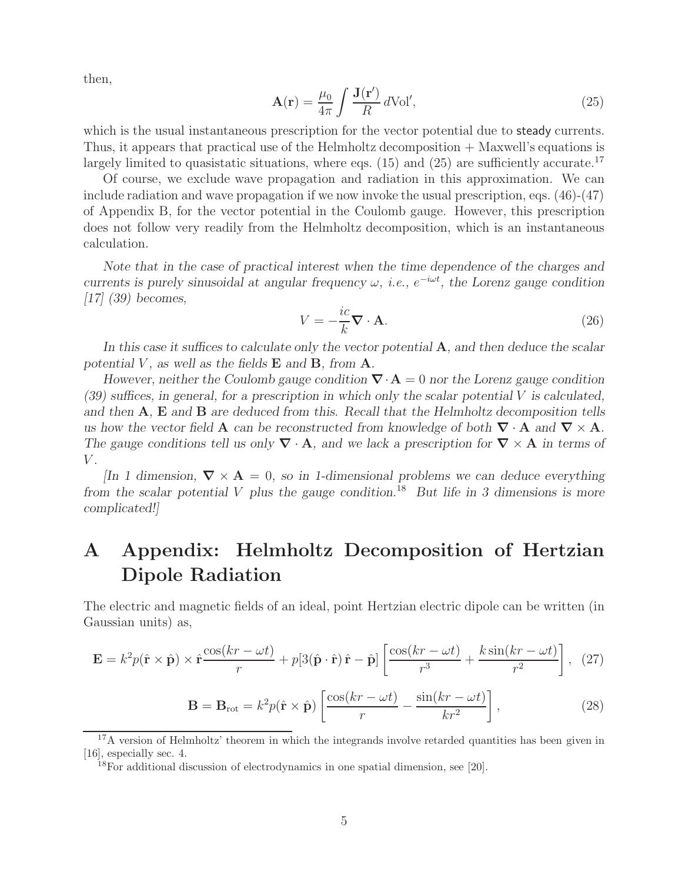then,

$$\mathbf{A}(\mathbf{r}) = \frac{\mu_0}{4\pi} \int \frac{\mathbf{J}(\mathbf{r}')}{R} \, d\text{Vol}', \tag{25}$$

which is the usual instantaneous prescription for the vector potential due to steady currents. Thus, it appears that practical use of the Helmholtz decomposition + Maxwell's equations is largely limited to quasistatic situations, where eqs. (15) and (25) are sufficiently accurate.[17]

Of course, we exclude wave propagation and radiation in this approximation. We can include radiation and wave propagation if we now invoke the usual prescription, eqs. (46)-(47) of Appendix B, for the vector potential in the Coulomb gauge. However, this prescription does not follow very readily from the Helmholtz decomposition, which is an instantaneous calculation.

*Note that in the case of practical interest when the time dependence of the charges and currents is purely sinusoidal at angular frequency $\omega$, i.e., $e^{-i\omega t}$, the Lorenz gauge condition [17] (39) becomes,*

$$V = -\frac{ic}{k} \boldsymbol{\nabla} \cdot \mathbf{A}. \tag{26}$$

*In this case it suffices to calculate only the vector potential $\mathbf{A}$, and then deduce the scalar potential $V$, as well as the fields $\mathbf{E}$ and $\mathbf{B}$, from $\mathbf{A}$.*

*However, neither the Coulomb gauge condition $\boldsymbol{\nabla} \cdot \mathbf{A} = 0$ nor the Lorenz gauge condition (39) suffices, in general, for a prescription in which only the scalar potential $V$ is calculated, and then $\mathbf{A}$, $\mathbf{E}$ and $\mathbf{B}$ are deduced from this. Recall that the Helmholtz decomposition tells us how the vector field $\mathbf{A}$ can be reconstructed from knowledge of both $\boldsymbol{\nabla} \cdot \mathbf{A}$ and $\boldsymbol{\nabla} \times \mathbf{A}$. The gauge conditions tell us only $\boldsymbol{\nabla} \cdot \mathbf{A}$, and we lack a prescription for $\boldsymbol{\nabla} \times \mathbf{A}$ in terms of $V$.*

*[In 1 dimension, $\boldsymbol{\nabla} \times \mathbf{A} = 0$, so in 1-dimensional problems we can deduce everything from the scalar potential $V$ plus the gauge condition.[18] But life in 3 dimensions is more complicated!]*

# A Appendix: Helmholtz Decomposition of Hertzian Dipole Radiation

The electric and magnetic fields of an ideal, point Hertzian electric dipole can be written (in Gaussian units) as,

$$\mathbf{E} = k^2 p (\hat{\mathbf{r}} \times \hat{\mathbf{p}}) \times \hat{\mathbf{r}} \frac{\cos(kr - \omega t)}{r} + p[3(\hat{\mathbf{p}} \cdot \hat{\mathbf{r}})\,\hat{\mathbf{r}} - \hat{\mathbf{p}}] \left[ \frac{\cos(kr - \omega t)}{r^3} + \frac{k \sin(kr - \omega t)}{r^2} \right], \tag{27}$$

$$\mathbf{B} = \mathbf{B}_{\text{rot}} = k^2 p (\hat{\mathbf{r}} \times \hat{\mathbf{p}}) \left[ \frac{\cos(kr - \omega t)}{r} - \frac{\sin(kr - \omega t)}{kr^2} \right], \tag{28}$$

---

[17] A version of Helmholtz' theorem in which the integrands involve retarded quantities has been given in [16], especially sec. 4.

[18] For additional discussion of electrodynamics in one spatial dimension, see [20].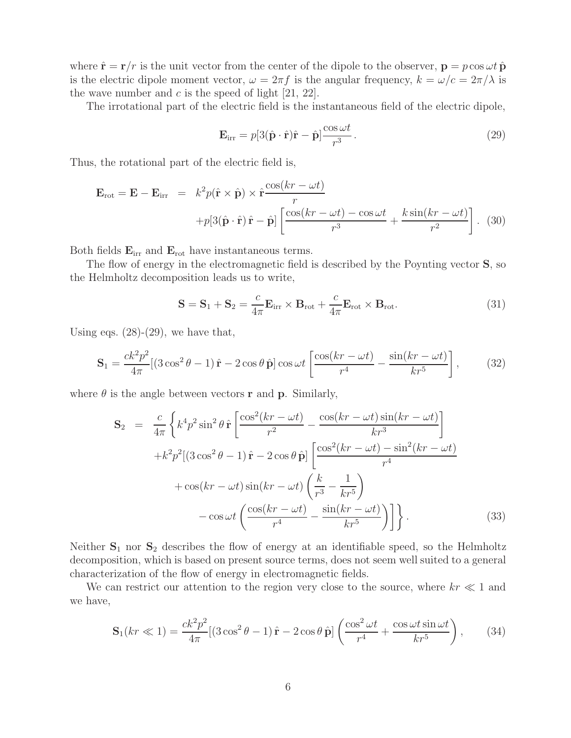where $\hat{\mathbf{r}} = \mathbf{r}/r$ is the unit vector from the center of the dipole to the observer, $\mathbf{p} = p\cos\omega t\,\hat{\mathbf{p}}$ is the electric dipole moment vector, $\omega = 2\pi f$ is the angular frequency, $k = \omega/c = 2\pi/\lambda$ is the wave number and $c$ is the speed of light [21, 22].

The irrotational part of the electric field is the instantaneous field of the electric dipole,

$$\mathbf{E}_{\rm irr} = p[3(\hat{\mathbf{p}}\cdot\hat{\mathbf{r}})\hat{\mathbf{r}} - \hat{\mathbf{p}}]\frac{\cos\omega t}{r^3}. \tag{29}$$

Thus, the rotational part of the electric field is,

$$\begin{aligned}\mathbf{E}_{\rm rot} = \mathbf{E} - \mathbf{E}_{\rm irr} &= k^2 p(\hat{\mathbf{r}}\times\hat{\mathbf{p}})\times\hat{\mathbf{r}}\frac{\cos(kr-\omega t)}{r} \\ &\quad + p[3(\hat{\mathbf{p}}\cdot\hat{\mathbf{r}})\,\hat{\mathbf{r}} - \hat{\mathbf{p}}]\left[\frac{\cos(kr-\omega t) - \cos\omega t}{r^3} + \frac{k\sin(kr-\omega t)}{r^2}\right]. \end{aligned} \tag{30}$$

Both fields $\mathbf{E}_{\rm irr}$ and $\mathbf{E}_{\rm rot}$ have instantaneous terms.

The flow of energy in the electromagnetic field is described by the Poynting vector $\mathbf{S}$, so the Helmholtz decomposition leads us to write,

$$\mathbf{S} = \mathbf{S}_1 + \mathbf{S}_2 = \frac{c}{4\pi}\mathbf{E}_{\rm irr}\times\mathbf{B}_{\rm rot} + \frac{c}{4\pi}\mathbf{E}_{\rm rot}\times\mathbf{B}_{\rm rot}. \tag{31}$$

Using eqs. (28)-(29), we have that,

$$\mathbf{S}_1 = \frac{ck^2p^2}{4\pi}[(3\cos^2\theta - 1)\,\hat{\mathbf{r}} - 2\cos\theta\,\hat{\mathbf{p}}]\cos\omega t\left[\frac{\cos(kr-\omega t)}{r^4} - \frac{\sin(kr-\omega t)}{kr^5}\right], \tag{32}$$

where $\theta$ is the angle between vectors $\mathbf{r}$ and $\mathbf{p}$. Similarly,

$$\begin{aligned}\mathbf{S}_2 &= \frac{c}{4\pi}\left\{k^4p^2\sin^2\theta\,\hat{\mathbf{r}}\left[\frac{\cos^2(kr-\omega t)}{r^2} - \frac{\cos(kr-\omega t)\sin(kr-\omega t)}{kr^3}\right]\right. \\ &\quad + k^2p^2[(3\cos^2\theta-1)\,\hat{\mathbf{r}} - 2\cos\theta\,\hat{\mathbf{p}}]\left[\frac{\cos^2(kr-\omega t) - \sin^2(kr-\omega t)}{r^4}\right. \\ &\quad + \cos(kr-\omega t)\sin(kr-\omega t)\left(\frac{k}{r^3} - \frac{1}{kr^5}\right) \\ &\quad \left.\left. - \cos\omega t\left(\frac{\cos(kr-\omega t)}{r^4} - \frac{\sin(kr-\omega t)}{kr^5}\right)\right]\right\}. \end{aligned} \tag{33}$$

Neither $\mathbf{S}_1$ nor $\mathbf{S}_2$ describes the flow of energy at an identifiable speed, so the Helmholtz decomposition, which is based on present source terms, does not seem well suited to a general characterization of the flow of energy in electromagnetic fields.

We can restrict our attention to the region very close to the source, where $kr \ll 1$ and we have,

$$\mathbf{S}_1(kr \ll 1) = \frac{ck^2p^2}{4\pi}[(3\cos^2\theta - 1)\,\hat{\mathbf{r}} - 2\cos\theta\,\hat{\mathbf{p}}]\left(\frac{\cos^2\omega t}{r^4} + \frac{\cos\omega t\sin\omega t}{kr^5}\right), \tag{34}$$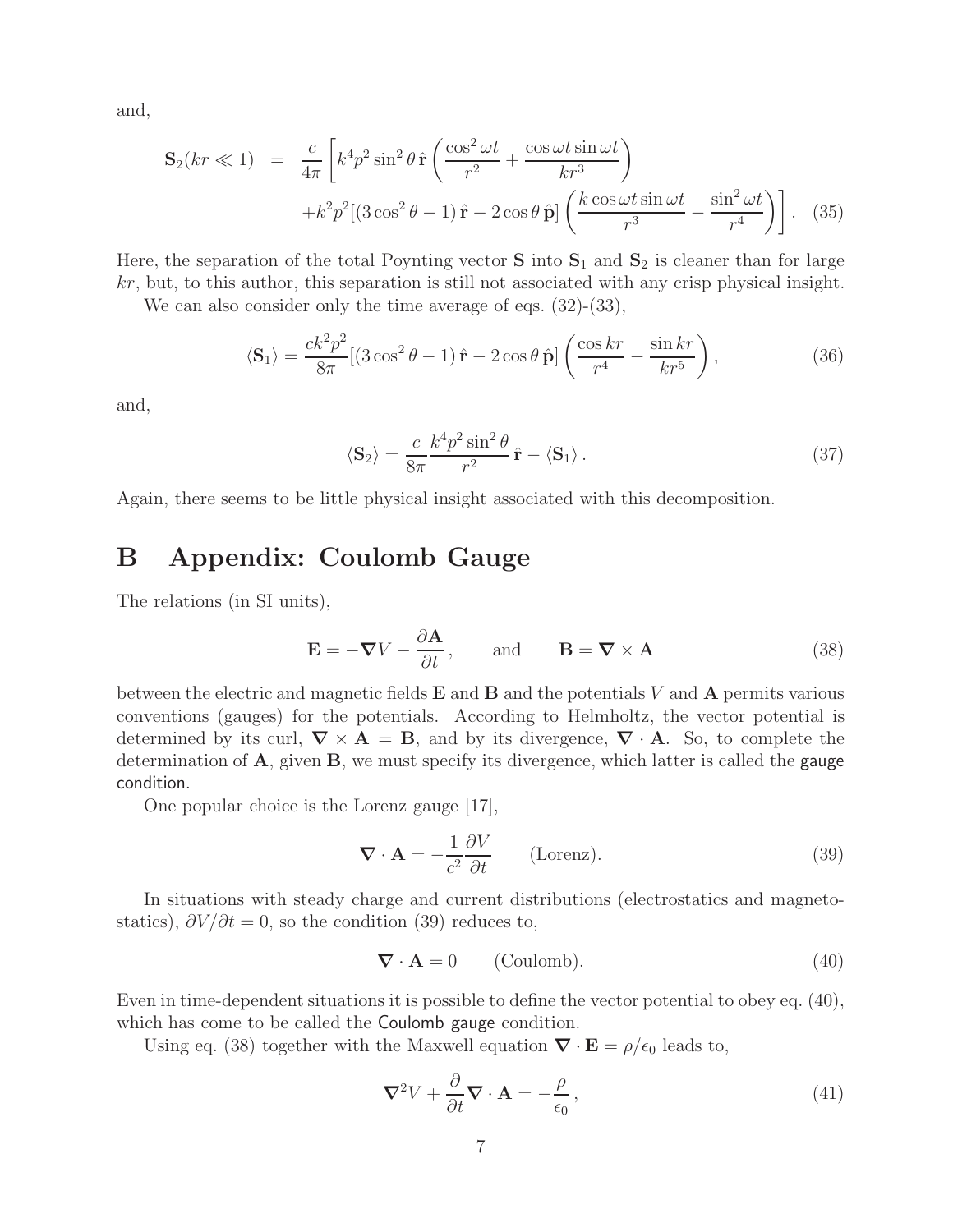and,

$$
\begin{aligned}
\mathbf{S}_2(kr \ll 1) &= \frac{c}{4\pi}\left[k^4 p^2 \sin^2\theta\, \hat{\mathbf{r}} \left(\frac{\cos^2\omega t}{r^2} + \frac{\cos\omega t \sin\omega t}{kr^3}\right)\right. \\
&\quad \left. + k^2 p^2 [(3\cos^2\theta - 1)\,\hat{\mathbf{r}} - 2\cos\theta\,\hat{\mathbf{p}}]\left(\frac{k\cos\omega t \sin\omega t}{r^3} - \frac{\sin^2\omega t}{r^4}\right)\right]. \qquad (35)
\end{aligned}
$$

Here, the separation of the total Poynting vector $\mathbf{S}$ into $\mathbf{S}_1$ and $\mathbf{S}_2$ is cleaner than for large $kr$, but, to this author, this separation is still not associated with any crisp physical insight.

We can also consider only the time average of eqs. (32)-(33),

$$
\langle \mathbf{S}_1 \rangle = \frac{ck^2p^2}{8\pi}[(3\cos^2\theta - 1)\,\hat{\mathbf{r}} - 2\cos\theta\,\hat{\mathbf{p}}]\left(\frac{\cos kr}{r^4} - \frac{\sin kr}{kr^5}\right), \qquad (36)
$$

and,

$$
\langle \mathbf{S}_2 \rangle = \frac{c}{8\pi}\frac{k^4 p^2 \sin^2\theta}{r^2}\,\hat{\mathbf{r}} - \langle \mathbf{S}_1 \rangle\,. \qquad (37)
$$

Again, there seems to be little physical insight associated with this decomposition.

# B Appendix: Coulomb Gauge

The relations (in SI units),

$$
\mathbf{E} = -\boldsymbol{\nabla} V - \frac{\partial \mathbf{A}}{\partial t}\,, \qquad \text{and} \qquad \mathbf{B} = \boldsymbol{\nabla} \times \mathbf{A} \qquad (38)
$$

between the electric and magnetic fields $\mathbf{E}$ and $\mathbf{B}$ and the potentials $V$ and $\mathbf{A}$ permits various conventions (gauges) for the potentials. According to Helmholtz, the vector potential is determined by its curl, $\boldsymbol{\nabla} \times \mathbf{A} = \mathbf{B}$, and by its divergence, $\boldsymbol{\nabla} \cdot \mathbf{A}$. So, to complete the determination of $\mathbf{A}$, given $\mathbf{B}$, we must specify its divergence, which latter is called the gauge condition.

One popular choice is the Lorenz gauge [17],

$$
\boldsymbol{\nabla} \cdot \mathbf{A} = -\frac{1}{c^2}\frac{\partial V}{\partial t} \qquad \text{(Lorenz)}. \qquad (39)
$$

In situations with steady charge and current distributions (electrostatics and magnetostatics), $\partial V/\partial t = 0$, so the condition (39) reduces to,

$$
\boldsymbol{\nabla} \cdot \mathbf{A} = 0 \qquad \text{(Coulomb)}. \qquad (40)
$$

Even in time-dependent situations it is possible to define the vector potential to obey eq. (40), which has come to be called the Coulomb gauge condition.

Using eq. (38) together with the Maxwell equation $\boldsymbol{\nabla} \cdot \mathbf{E} = \rho/\epsilon_0$ leads to,

$$
\boldsymbol{\nabla}^2 V + \frac{\partial}{\partial t}\boldsymbol{\nabla} \cdot \mathbf{A} = -\frac{\rho}{\epsilon_0}\,, \qquad (41)
$$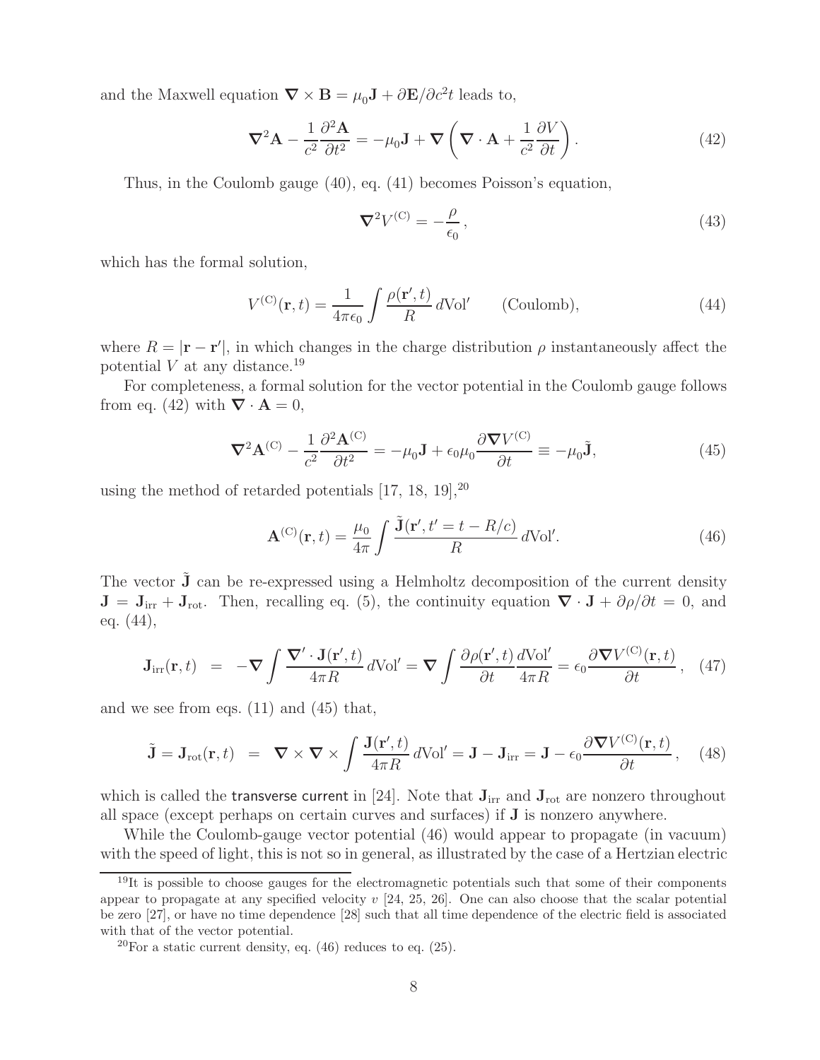and the Maxwell equation $\boldsymbol{\nabla} \times \mathbf{B} = \mu_0 \mathbf{J} + \partial \mathbf{E}/\partial c^2 t$ leads to,

$$\boldsymbol{\nabla}^2 \mathbf{A} - \frac{1}{c^2} \frac{\partial^2 \mathbf{A}}{\partial t^2} = -\mu_0 \mathbf{J} + \boldsymbol{\nabla} \left( \boldsymbol{\nabla} \cdot \mathbf{A} + \frac{1}{c^2} \frac{\partial V}{\partial t} \right). \tag{42}$$

Thus, in the Coulomb gauge (40), eq. (41) becomes Poisson's equation,

$$\boldsymbol{\nabla}^2 V^{(\mathrm{C})} = -\frac{\rho}{\epsilon_0}, \tag{43}$$

which has the formal solution,

$$V^{(\mathrm{C})}(\mathbf{r}, t) = \frac{1}{4\pi\epsilon_0} \int \frac{\rho(\mathbf{r}', t)}{R} \, d\mathrm{Vol}' \qquad \text{(Coulomb)}, \tag{44}$$

where $R = |\mathbf{r} - \mathbf{r}'|$, in which changes in the charge distribution $\rho$ instantaneously affect the potential $V$ at any distance.[19]

For completeness, a formal solution for the vector potential in the Coulomb gauge follows from eq. (42) with $\boldsymbol{\nabla} \cdot \mathbf{A} = 0$,

$$\boldsymbol{\nabla}^2 \mathbf{A}^{(\mathrm{C})} - \frac{1}{c^2} \frac{\partial^2 \mathbf{A}^{(\mathrm{C})}}{\partial t^2} = -\mu_0 \mathbf{J} + \epsilon_0 \mu_0 \frac{\partial \boldsymbol{\nabla} V^{(\mathrm{C})}}{\partial t} \equiv -\mu_0 \tilde{\mathbf{J}}, \tag{45}$$

using the method of retarded potentials [17, 18, 19],[20]

$$\mathbf{A}^{(\mathrm{C})}(\mathbf{r}, t) = \frac{\mu_0}{4\pi} \int \frac{\tilde{\mathbf{J}}(\mathbf{r}', t' = t - R/c)}{R} \, d\mathrm{Vol}'. \tag{46}$$

The vector $\tilde{\mathbf{J}}$ can be re-expressed using a Helmholtz decomposition of the current density $\mathbf{J} = \mathbf{J}_{\mathrm{irr}} + \mathbf{J}_{\mathrm{rot}}$. Then, recalling eq. (5), the continuity equation $\boldsymbol{\nabla} \cdot \mathbf{J} + \partial\rho/\partial t = 0$, and eq. (44),

$$\mathbf{J}_{\mathrm{irr}}(\mathbf{r}, t) \;\; = \;\; -\boldsymbol{\nabla} \int \frac{\boldsymbol{\nabla}' \cdot \mathbf{J}(\mathbf{r}', t)}{4\pi R} \, d\mathrm{Vol}' = \boldsymbol{\nabla} \int \frac{\partial \rho(\mathbf{r}', t)}{\partial t} \frac{d\mathrm{Vol}'}{4\pi R} = \epsilon_0 \frac{\partial \boldsymbol{\nabla} V^{(\mathrm{C})}(\mathbf{r}, t)}{\partial t}, \tag{47}$$

and we see from eqs. (11) and (45) that,

$$\tilde{\mathbf{J}} = \mathbf{J}_{\mathrm{rot}}(\mathbf{r}, t) \;\; = \;\; \boldsymbol{\nabla} \times \boldsymbol{\nabla} \times \int \frac{\mathbf{J}(\mathbf{r}', t)}{4\pi R} \, d\mathrm{Vol}' = \mathbf{J} - \mathbf{J}_{\mathrm{irr}} = \mathbf{J} - \epsilon_0 \frac{\partial \boldsymbol{\nabla} V^{(\mathrm{C})}(\mathbf{r}, t)}{\partial t}, \tag{48}$$

which is called the transverse current in [24]. Note that $\mathbf{J}_{\mathrm{irr}}$ and $\mathbf{J}_{\mathrm{rot}}$ are nonzero throughout all space (except perhaps on certain curves and surfaces) if $\mathbf{J}$ is nonzero anywhere.

While the Coulomb-gauge vector potential (46) would appear to propagate (in vacuum) with the speed of light, this is not so in general, as illustrated by the case of a Hertzian electric

[19] It is possible to choose gauges for the electromagnetic potentials such that some of their components appear to propagate at any specified velocity $v$ [24, 25, 26]. One can also choose that the scalar potential be zero [27], or have no time dependence [28] such that all time dependence of the electric field is associated with that of the vector potential.

[20] For a static current density, eq. (46) reduces to eq. (25).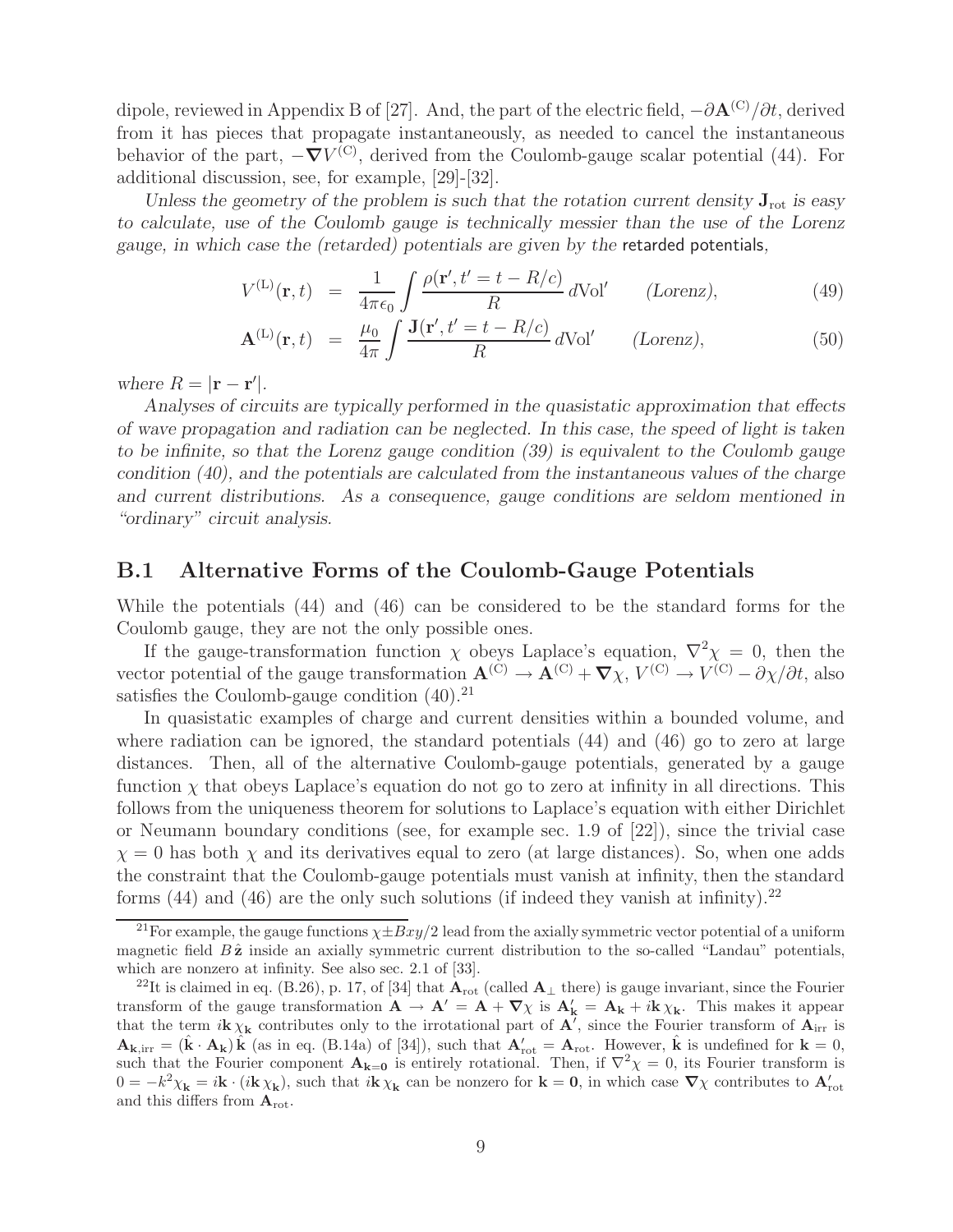dipole, reviewed in Appendix B of [27]. And, the part of the electric field, $-\partial \mathbf{A}^{(C)}/\partial t$, derived from it has pieces that propagate instantaneously, as needed to cancel the instantaneous behavior of the part, $-\boldsymbol{\nabla} V^{(C)}$, derived from the Coulomb-gauge scalar potential (44). For additional discussion, see, for example, [29]-[32].

*Unless the geometry of the problem is such that the rotation current density $\mathbf{J}_{\rm rot}$ is easy to calculate, use of the Coulomb gauge is technically messier than the use of the Lorenz gauge, in which case the (retarded) potentials are given by the* retarded potentials,

$$V^{(L)}(\mathbf{r},t) = \frac{1}{4\pi\epsilon_0}\int \frac{\rho(\mathbf{r}',t'=t-R/c)}{R}\,d\mathrm{Vol}' \qquad \text{(Lorenz)}, \tag{49}$$

$$\mathbf{A}^{(L)}(\mathbf{r},t) = \frac{\mu_0}{4\pi}\int \frac{\mathbf{J}(\mathbf{r}',t'=t-R/c)}{R}\,d\mathrm{Vol}' \qquad \text{(Lorenz)}, \tag{50}$$

*where $R = |\mathbf{r}-\mathbf{r}'|$.*

*Analyses of circuits are typically performed in the quasistatic approximation that effects of wave propagation and radiation can be neglected. In this case, the speed of light is taken to be infinite, so that the Lorenz gauge condition (39) is equivalent to the Coulomb gauge condition (40), and the potentials are calculated from the instantaneous values of the charge and current distributions. As a consequence, gauge conditions are seldom mentioned in "ordinary" circuit analysis.*

## B.1 Alternative Forms of the Coulomb-Gauge Potentials

While the potentials (44) and (46) can be considered to be the standard forms for the Coulomb gauge, they are not the only possible ones.

If the gauge-transformation function $\chi$ obeys Laplace's equation, $\nabla^2\chi = 0$, then the vector potential of the gauge transformation $\mathbf{A}^{(C)} \to \mathbf{A}^{(C)} + \boldsymbol{\nabla}\chi$, $V^{(C)} \to V^{(C)} - \partial\chi/\partial t$, also satisfies the Coulomb-gauge condition (40).[21]

In quasistatic examples of charge and current densities within a bounded volume, and where radiation can be ignored, the standard potentials (44) and (46) go to zero at large distances. Then, all of the alternative Coulomb-gauge potentials, generated by a gauge function $\chi$ that obeys Laplace's equation do not go to zero at infinity in all directions. This follows from the uniqueness theorem for solutions to Laplace's equation with either Dirichlet or Neumann boundary conditions (see, for example sec. 1.9 of [22]), since the trivial case $\chi = 0$ has both $\chi$ and its derivatives equal to zero (at large distances). So, when one adds the constraint that the Coulomb-gauge potentials must vanish at infinity, then the standard forms (44) and (46) are the only such solutions (if indeed they vanish at infinity).[22]

[21] For example, the gauge functions $\chi \pm Bxy/2$ lead from the axially symmetric vector potential of a uniform magnetic field $B\,\hat{\mathbf{z}}$ inside an axially symmetric current distribution to the so-called "Landau" potentials, which are nonzero at infinity. See also sec. 2.1 of [33].

[22] It is claimed in eq. (B.26), p. 17, of [34] that $\mathbf{A}_{\rm rot}$ (called $\mathbf{A}_\perp$ there) is gauge invariant, since the Fourier transform of the gauge transformation $\mathbf{A} \to \mathbf{A}' = \mathbf{A} + \boldsymbol{\nabla}\chi$ is $\mathbf{A}'_{\mathbf{k}} = \mathbf{A}_{\mathbf{k}} + i\mathbf{k}\,\chi_{\mathbf{k}}$. This makes it appear that the term $i\mathbf{k}\,\chi_{\mathbf{k}}$ contributes only to the irrotational part of $\mathbf{A}'$, since the Fourier transform of $\mathbf{A}_{\rm irr}$ is $\mathbf{A}_{\mathbf{k},{\rm irr}} = (\hat{\mathbf{k}}\cdot\mathbf{A}_{\mathbf{k}})\,\hat{\mathbf{k}}$ (as in eq. (B.14a) of [34]), such that $\mathbf{A}'_{\rm rot} = \mathbf{A}_{\rm rot}$. However, $\hat{\mathbf{k}}$ is undefined for $\mathbf{k} = 0$, such that the Fourier component $\mathbf{A}_{\mathbf{k}=\mathbf{0}}$ is entirely rotational. Then, if $\nabla^2\chi = 0$, its Fourier transform is $0 = -k^2\chi_{\mathbf{k}} = i\mathbf{k}\cdot(i\mathbf{k}\,\chi_{\mathbf{k}})$, such that $i\mathbf{k}\,\chi_{\mathbf{k}}$ can be nonzero for $\mathbf{k} = \mathbf{0}$, in which case $\boldsymbol{\nabla}\chi$ contributes to $\mathbf{A}'_{\rm rot}$ and this differs from $\mathbf{A}_{\rm rot}$.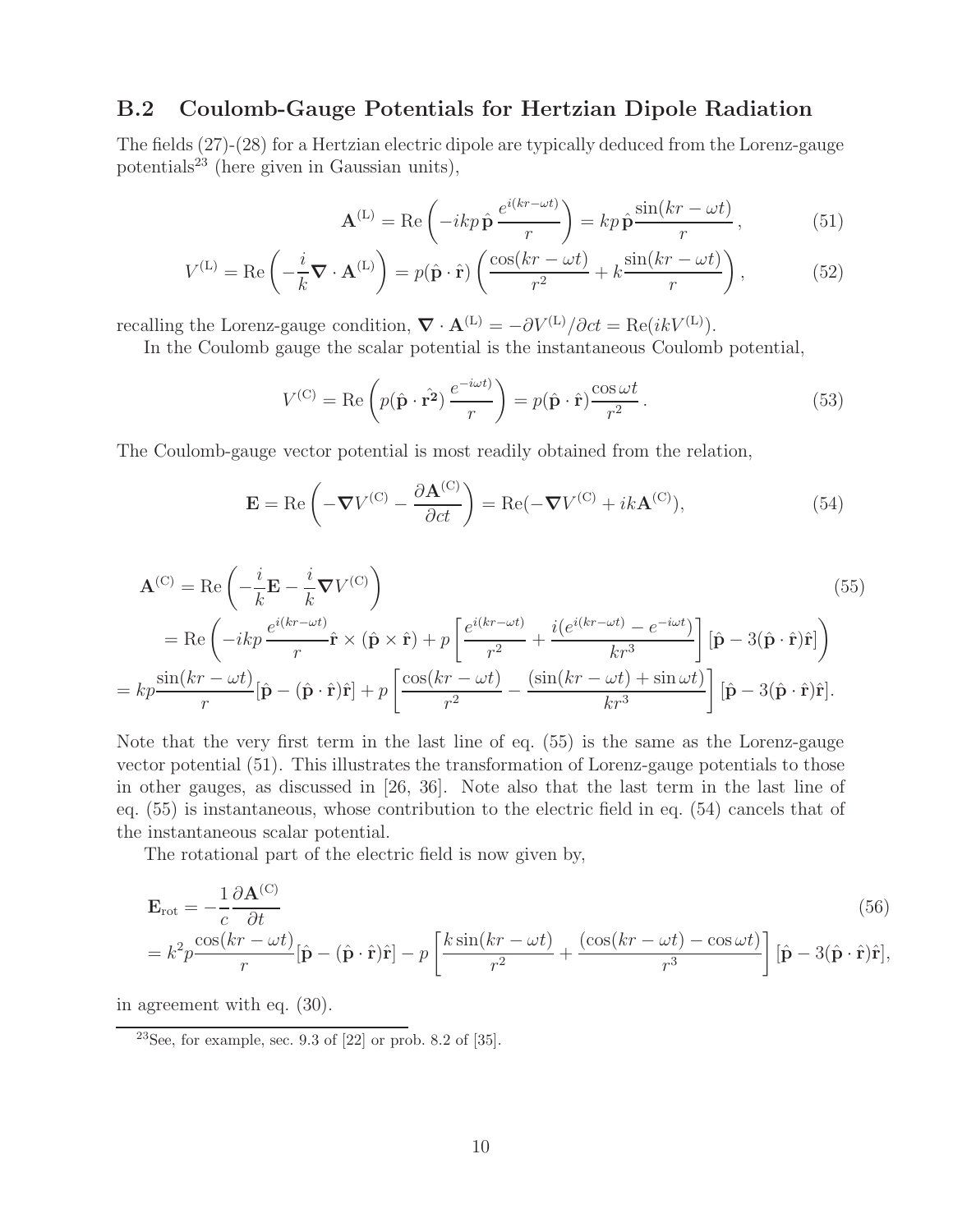## B.2 Coulomb-Gauge Potentials for Hertzian Dipole Radiation

The fields (27)-(28) for a Hertzian electric dipole are typically deduced from the Lorenz-gauge potentials[23] (here given in Gaussian units),

$$\mathbf{A}^{(\mathrm{L})} = \mathrm{Re}\left(-ikp\,\hat{\mathbf{p}}\,\frac{e^{i(kr-\omega t)}}{r}\right) = kp\,\hat{\mathbf{p}}\frac{\sin(kr-\omega t)}{r}\,, \tag{51}$$

$$V^{(\mathrm{L})} = \mathrm{Re}\left(-\frac{i}{k}\boldsymbol{\nabla}\cdot\mathbf{A}^{(\mathrm{L})}\right) = p(\hat{\mathbf{p}}\cdot\hat{\mathbf{r}})\left(\frac{\cos(kr-\omega t)}{r^2} + k\frac{\sin(kr-\omega t)}{r}\right), \tag{52}$$

recalling the Lorenz-gauge condition, $\boldsymbol{\nabla}\cdot\mathbf{A}^{(\mathrm{L})} = -\partial V^{(\mathrm{L})}/\partial ct = \mathrm{Re}(ikV^{(\mathrm{L})})$.

In the Coulomb gauge the scalar potential is the instantaneous Coulomb potential,

$$V^{(\mathrm{C})} = \mathrm{Re}\left(p(\hat{\mathbf{p}}\cdot\hat{\mathbf{r^2}})\,\frac{e^{-i\omega t)}}{r}\right) = p(\hat{\mathbf{p}}\cdot\hat{\mathbf{r}})\frac{\cos\omega t}{r^2}\,. \tag{53}$$

The Coulomb-gauge vector potential is most readily obtained from the relation,

$$\mathbf{E} = \mathrm{Re}\left(-\boldsymbol{\nabla}V^{(\mathrm{C})} - \frac{\partial\mathbf{A}^{(\mathrm{C})}}{\partial ct}\right) = \mathrm{Re}(-\boldsymbol{\nabla}V^{(\mathrm{C})} + ik\mathbf{A}^{(\mathrm{C})}), \tag{54}$$

$$\begin{aligned}
\mathbf{A}^{(\mathrm{C})} &= \mathrm{Re}\left(-\frac{i}{k}\mathbf{E} - \frac{i}{k}\boldsymbol{\nabla}V^{(\mathrm{C})}\right) \\
&= \mathrm{Re}\left(-ikp\,\frac{e^{i(kr-\omega t)}}{r}\hat{\mathbf{r}}\times(\hat{\mathbf{p}}\times\hat{\mathbf{r}}) + p\left[\frac{e^{i(kr-\omega t)}}{r^2} + \frac{i(e^{i(kr-\omega t)} - e^{-i\omega t})}{kr^3}\right][\hat{\mathbf{p}} - 3(\hat{\mathbf{p}}\cdot\hat{\mathbf{r}})\hat{\mathbf{r}}]\right) \\
&= kp\frac{\sin(kr-\omega t)}{r}[\hat{\mathbf{p}} - (\hat{\mathbf{p}}\cdot\hat{\mathbf{r}})\hat{\mathbf{r}}] + p\left[\frac{\cos(kr-\omega t)}{r^2} - \frac{(\sin(kr-\omega t) + \sin\omega t)}{kr^3}\right][\hat{\mathbf{p}} - 3(\hat{\mathbf{p}}\cdot\hat{\mathbf{r}})\hat{\mathbf{r}}].
\end{aligned} \tag{55}$$

Note that the very first term in the last line of eq. (55) is the same as the Lorenz-gauge vector potential (51). This illustrates the transformation of Lorenz-gauge potentials to those in other gauges, as discussed in [26, 36]. Note also that the last term in the last line of eq. (55) is instantaneous, whose contribution to the electric field in eq. (54) cancels that of the instantaneous scalar potential.

The rotational part of the electric field is now given by,

$$\begin{aligned}
\mathbf{E}_{\mathrm{rot}} &= -\frac{1}{c}\frac{\partial\mathbf{A}^{(\mathrm{C})}}{\partial t} \\
&= k^2p\frac{\cos(kr-\omega t)}{r}[\hat{\mathbf{p}} - (\hat{\mathbf{p}}\cdot\hat{\mathbf{r}})\hat{\mathbf{r}}] - p\left[\frac{k\sin(kr-\omega t)}{r^2} + \frac{(\cos(kr-\omega t) - \cos\omega t)}{r^3}\right][\hat{\mathbf{p}} - 3(\hat{\mathbf{p}}\cdot\hat{\mathbf{r}})\hat{\mathbf{r}}],
\end{aligned} \tag{56}$$

in agreement with eq. (30).

[23] See, for example, sec. 9.3 of [22] or prob. 8.2 of [35].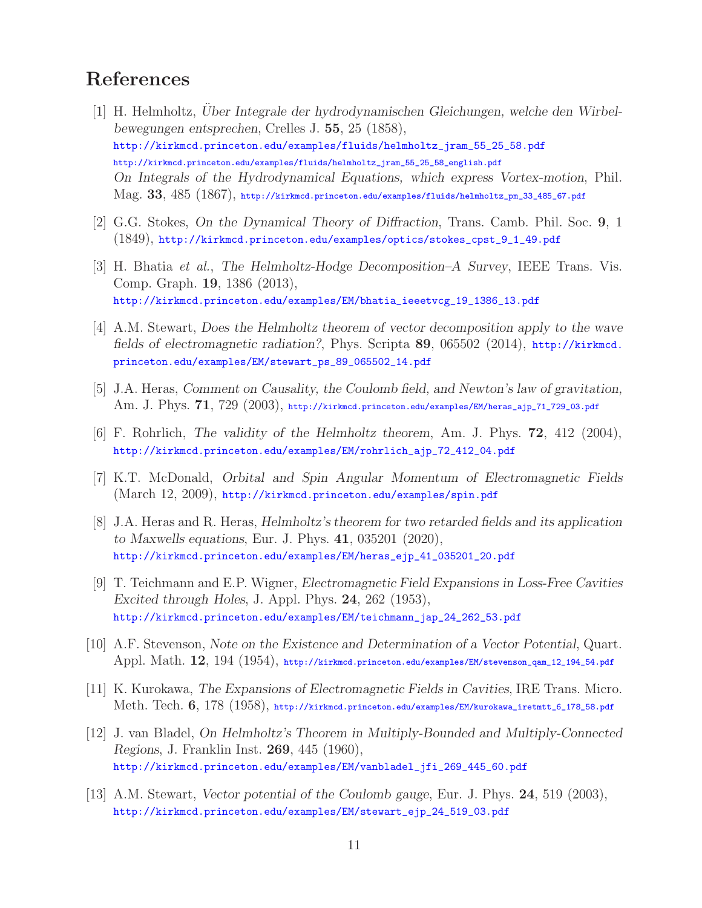# References

[1] H. Helmholtz, *Über Integrale der hydrodynamischen Gleichungen, welche den Wirbelbewegungen entsprechen*, Crelles J. **55**, 25 (1858),
http://kirkmcd.princeton.edu/examples/fluids/helmholtz_jram_55_25_58.pdf
http://kirkmcd.princeton.edu/examples/fluids/helmholtz_jram_55_25_58_english.pdf
*On Integrals of the Hydrodynamical Equations, which express Vortex-motion*, Phil. Mag. **33**, 485 (1867), http://kirkmcd.princeton.edu/examples/fluids/helmholtz_pm_33_485_67.pdf

[2] G.G. Stokes, *On the Dynamical Theory of Diffraction*, Trans. Camb. Phil. Soc. **9**, 1 (1849), http://kirkmcd.princeton.edu/examples/optics/stokes_cpst_9_1_49.pdf

[3] H. Bhatia *et al.*, *The Helmholtz-Hodge Decomposition–A Survey*, IEEE Trans. Vis. Comp. Graph. **19**, 1386 (2013),
http://kirkmcd.princeton.edu/examples/EM/bhatia_ieeetvcg_19_1386_13.pdf

[4] A.M. Stewart, *Does the Helmholtz theorem of vector decomposition apply to the wave fields of electromagnetic radiation?*, Phys. Scripta **89**, 065502 (2014), http://kirkmcd.princeton.edu/examples/EM/stewart_ps_89_065502_14.pdf

[5] J.A. Heras, *Comment on Causality, the Coulomb field, and Newton's law of gravitation*, Am. J. Phys. **71**, 729 (2003), http://kirkmcd.princeton.edu/examples/EM/heras_ajp_71_729_03.pdf

[6] F. Rohrlich, *The validity of the Helmholtz theorem*, Am. J. Phys. **72**, 412 (2004),
http://kirkmcd.princeton.edu/examples/EM/rohrlich_ajp_72_412_04.pdf

[7] K.T. McDonald, *Orbital and Spin Angular Momentum of Electromagnetic Fields* (March 12, 2009), http://kirkmcd.princeton.edu/examples/spin.pdf

[8] J.A. Heras and R. Heras, *Helmholtz's theorem for two retarded fields and its application to Maxwells equations*, Eur. J. Phys. **41**, 035201 (2020),
http://kirkmcd.princeton.edu/examples/EM/heras_ejp_41_035201_20.pdf

[9] T. Teichmann and E.P. Wigner, *Electromagnetic Field Expansions in Loss-Free Cavities Excited through Holes*, J. Appl. Phys. **24**, 262 (1953),
http://kirkmcd.princeton.edu/examples/EM/teichmann_jap_24_262_53.pdf

[10] A.F. Stevenson, *Note on the Existence and Determination of a Vector Potential*, Quart. Appl. Math. **12**, 194 (1954), http://kirkmcd.princeton.edu/examples/EM/stevenson_qam_12_194_54.pdf

[11] K. Kurokawa, *The Expansions of Electromagnetic Fields in Cavities*, IRE Trans. Micro. Meth. Tech. **6**, 178 (1958), http://kirkmcd.princeton.edu/examples/EM/kurokawa_iretmtt_6_178_58.pdf

[12] J. van Bladel, *On Helmholtz's Theorem in Multiply-Bounded and Multiply-Connected Regions*, J. Franklin Inst. **269**, 445 (1960),
http://kirkmcd.princeton.edu/examples/EM/vanbladel_jfi_269_445_60.pdf

[13] A.M. Stewart, *Vector potential of the Coulomb gauge*, Eur. J. Phys. **24**, 519 (2003),
http://kirkmcd.princeton.edu/examples/EM/stewart_ejp_24_519_03.pdf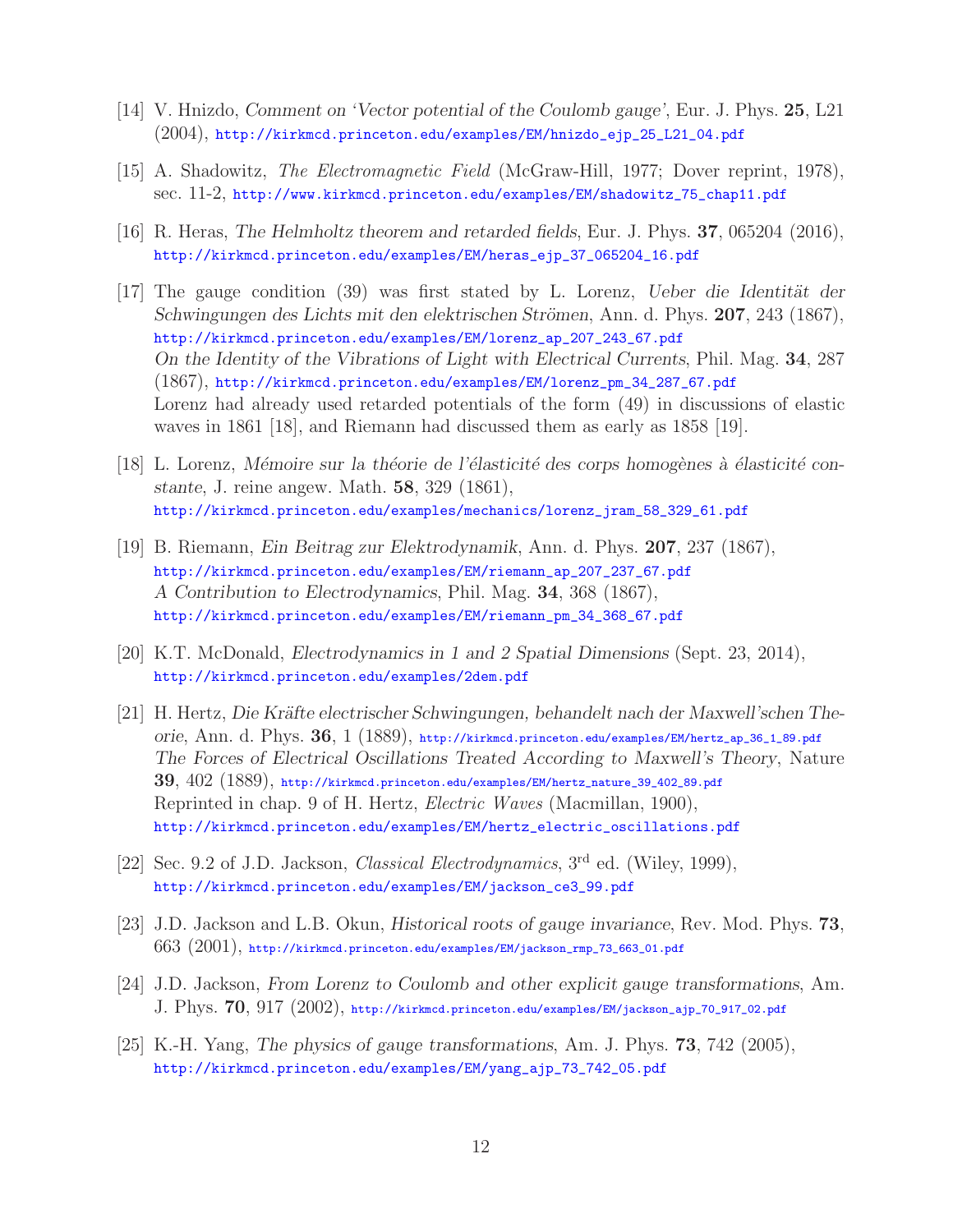[14] V. Hnizdo, *Comment on 'Vector potential of the Coulomb gauge'*, Eur. J. Phys. **25**, L21 (2004), http://kirkmcd.princeton.edu/examples/EM/hnizdo_ejp_25_L21_04.pdf

[15] A. Shadowitz, *The Electromagnetic Field* (McGraw-Hill, 1977; Dover reprint, 1978), sec. 11-2, http://www.kirkmcd.princeton.edu/examples/EM/shadowitz_75_chap11.pdf

[16] R. Heras, *The Helmholtz theorem and retarded fields*, Eur. J. Phys. **37**, 065204 (2016), http://kirkmcd.princeton.edu/examples/EM/heras_ejp_37_065204_16.pdf

[17] The gauge condition (39) was first stated by L. Lorenz, *Ueber die Identität der Schwingungen des Lichts mit den elektrischen Strömen*, Ann. d. Phys. **207**, 243 (1867), http://kirkmcd.princeton.edu/examples/EM/lorenz_ap_207_243_67.pdf
*On the Identity of the Vibrations of Light with Electrical Currents*, Phil. Mag. **34**, 287 (1867), http://kirkmcd.princeton.edu/examples/EM/lorenz_pm_34_287_67.pdf
Lorenz had already used retarded potentials of the form (49) in discussions of elastic waves in 1861 [18], and Riemann had discussed them as early as 1858 [19].

[18] L. Lorenz, *Mémoire sur la théorie de l'élasticité des corps homogènes à élasticité constante*, J. reine angew. Math. **58**, 329 (1861), http://kirkmcd.princeton.edu/examples/mechanics/lorenz_jram_58_329_61.pdf

[19] B. Riemann, *Ein Beitrag zur Elektrodynamik*, Ann. d. Phys. **207**, 237 (1867), http://kirkmcd.princeton.edu/examples/EM/riemann_ap_207_237_67.pdf
*A Contribution to Electrodynamics*, Phil. Mag. **34**, 368 (1867), http://kirkmcd.princeton.edu/examples/EM/riemann_pm_34_368_67.pdf

[20] K.T. McDonald, *Electrodynamics in 1 and 2 Spatial Dimensions* (Sept. 23, 2014), http://kirkmcd.princeton.edu/examples/2dem.pdf

[21] H. Hertz, *Die Kräfte electrischer Schwingungen, behandelt nach der Maxwell'schen Theorie*, Ann. d. Phys. **36**, 1 (1889), http://kirkmcd.princeton.edu/examples/EM/hertz_ap_36_1_89.pdf
*The Forces of Electrical Oscillations Treated According to Maxwell's Theory*, Nature **39**, 402 (1889), http://kirkmcd.princeton.edu/examples/EM/hertz_nature_39_402_89.pdf
Reprinted in chap. 9 of H. Hertz, *Electric Waves* (Macmillan, 1900), http://kirkmcd.princeton.edu/examples/EM/hertz_electric_oscillations.pdf

[22] Sec. 9.2 of J.D. Jackson, *Classical Electrodynamics*, 3rd ed. (Wiley, 1999), http://kirkmcd.princeton.edu/examples/EM/jackson_ce3_99.pdf

[23] J.D. Jackson and L.B. Okun, *Historical roots of gauge invariance*, Rev. Mod. Phys. **73**, 663 (2001), http://kirkmcd.princeton.edu/examples/EM/jackson_rmp_73_663_01.pdf

[24] J.D. Jackson, *From Lorenz to Coulomb and other explicit gauge transformations*, Am. J. Phys. **70**, 917 (2002), http://kirkmcd.princeton.edu/examples/EM/jackson_ajp_70_917_02.pdf

[25] K.-H. Yang, *The physics of gauge transformations*, Am. J. Phys. **73**, 742 (2005), http://kirkmcd.princeton.edu/examples/EM/yang_ajp_73_742_05.pdf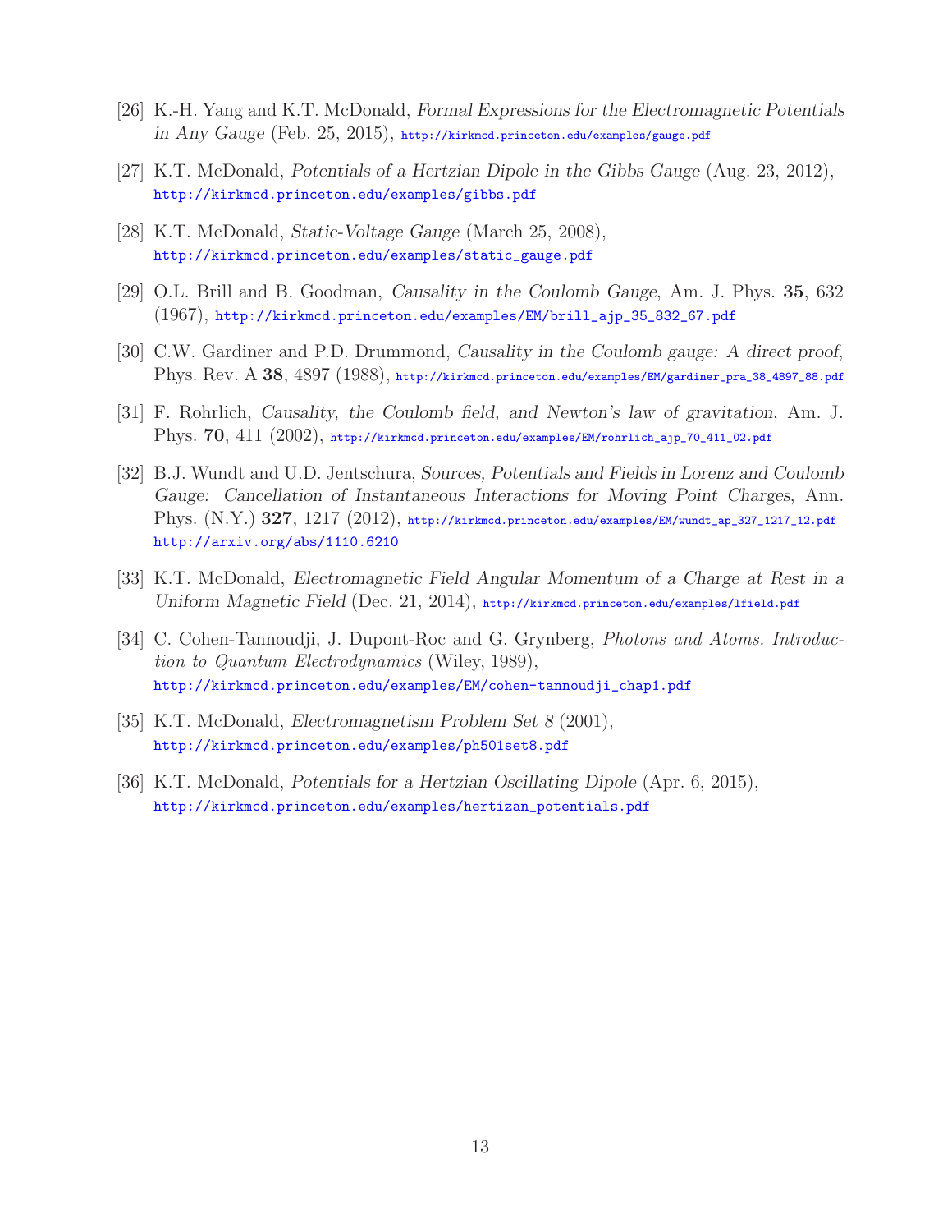[26] K.-H. Yang and K.T. McDonald, *Formal Expressions for the Electromagnetic Potentials in Any Gauge* (Feb. 25, 2015), http://kirkmcd.princeton.edu/examples/gauge.pdf

[27] K.T. McDonald, *Potentials of a Hertzian Dipole in the Gibbs Gauge* (Aug. 23, 2012), http://kirkmcd.princeton.edu/examples/gibbs.pdf

[28] K.T. McDonald, *Static-Voltage Gauge* (March 25, 2008), http://kirkmcd.princeton.edu/examples/static_gauge.pdf

[29] O.L. Brill and B. Goodman, *Causality in the Coulomb Gauge*, Am. J. Phys. **35**, 632 (1967), http://kirkmcd.princeton.edu/examples/EM/brill_ajp_35_832_67.pdf

[30] C.W. Gardiner and P.D. Drummond, *Causality in the Coulomb gauge: A direct proof*, Phys. Rev. A **38**, 4897 (1988), http://kirkmcd.princeton.edu/examples/EM/gardiner_pra_38_4897_88.pdf

[31] F. Rohrlich, *Causality, the Coulomb field, and Newton's law of gravitation*, Am. J. Phys. **70**, 411 (2002), http://kirkmcd.princeton.edu/examples/EM/rohrlich_ajp_70_411_02.pdf

[32] B.J. Wundt and U.D. Jentschura, *Sources, Potentials and Fields in Lorenz and Coulomb Gauge: Cancellation of Instantaneous Interactions for Moving Point Charges*, Ann. Phys. (N.Y.) **327**, 1217 (2012), http://kirkmcd.princeton.edu/examples/EM/wundt_ap_327_1217_12.pdf http://arxiv.org/abs/1110.6210

[33] K.T. McDonald, *Electromagnetic Field Angular Momentum of a Charge at Rest in a Uniform Magnetic Field* (Dec. 21, 2014), http://kirkmcd.princeton.edu/examples/lfield.pdf

[34] C. Cohen-Tannoudji, J. Dupont-Roc and G. Grynberg, *Photons and Atoms. Introduction to Quantum Electrodynamics* (Wiley, 1989), http://kirkmcd.princeton.edu/examples/EM/cohen-tannoudji_chap1.pdf

[35] K.T. McDonald, *Electromagnetism Problem Set 8* (2001), http://kirkmcd.princeton.edu/examples/ph501set8.pdf

[36] K.T. McDonald, *Potentials for a Hertzian Oscillating Dipole* (Apr. 6, 2015), http://kirkmcd.princeton.edu/examples/hertizan_potentials.pdf